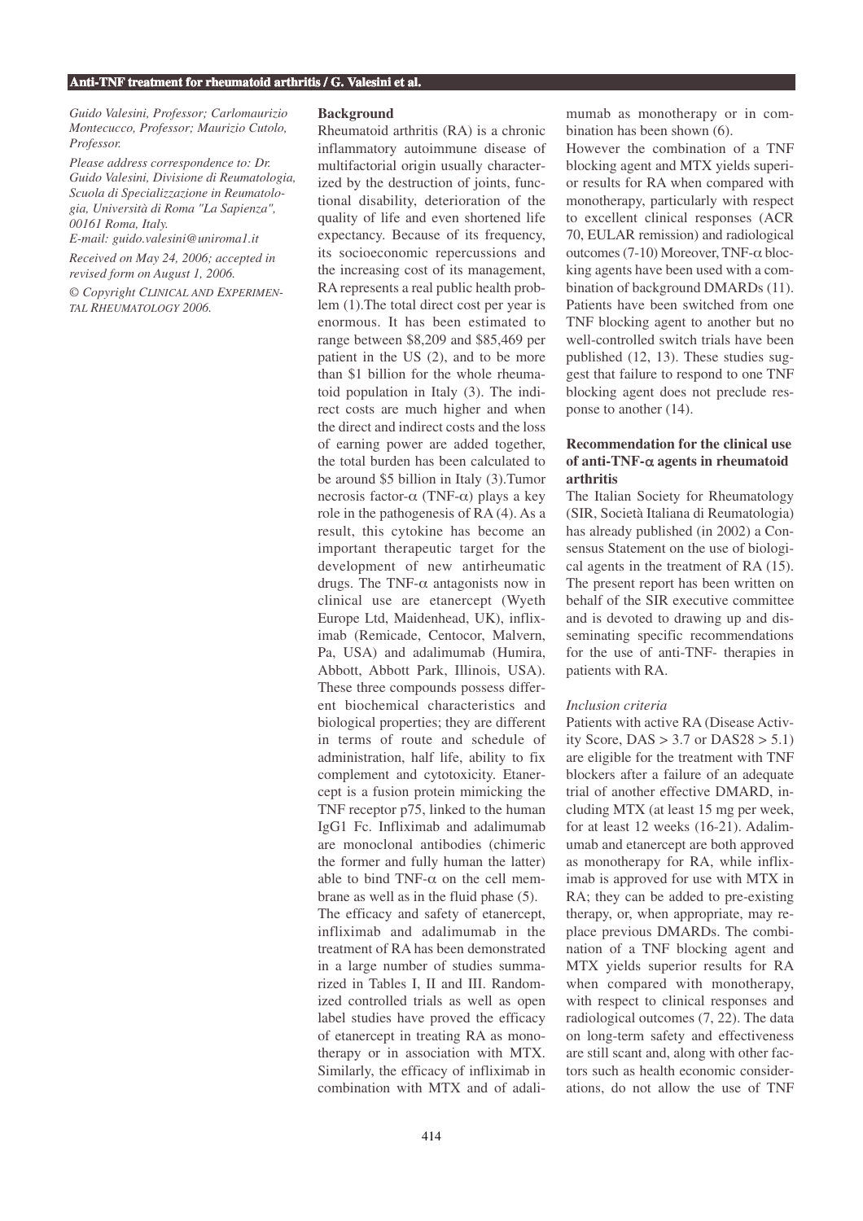*Guido Valesini, Professor; Carlomaurizio Montecucco, Professor; Maurizio Cutolo, Professor.*

*Please address correspondence to: Dr. Guido Valesini, Divisione di Reumatologia, Scuola di Specializzazione in Reumatologia, Università di Roma "La Sapienza", 00161 Roma, Italy.*
*E-mail: guido.valesini@uniroma1.it*

*Received on May 24, 2006; accepted in revised form on August 1, 2006.*

*© Copyright CLINICAL AND EXPERIMENTAL RHEUMATOLOGY 2006.*

**Background**

Rheumatoid arthritis (RA) is a chronic inflammatory autoimmune disease of multifactorial origin usually characterized by the destruction of joints, functional disability, deterioration of the quality of life and even shortened life expectancy. Because of its frequency, its socioeconomic repercussions and the increasing cost of its management, RA represents a real public health problem (1).The total direct cost per year is enormous. It has been estimated to range between \$8,209 and \$85,469 per patient in the US (2), and to be more than \$1 billion for the whole rheumatoid population in Italy (3). The indirect costs are much higher and when the direct and indirect costs and the loss of earning power are added together, the total burden has been calculated to be around \$5 billion in Italy (3).Tumor necrosis factor-α (TNF-α) plays a key role in the pathogenesis of RA (4). As a result, this cytokine has become an important therapeutic target for the development of new antirheumatic drugs. The TNF-α antagonists now in clinical use are etanercept (Wyeth Europe Ltd, Maidenhead, UK), infliximab (Remicade, Centocor, Malvern, Pa, USA) and adalimumab (Humira, Abbott, Abbott Park, Illinois, USA). These three compounds possess different biochemical characteristics and biological properties; they are different in terms of route and schedule of administration, half life, ability to fix complement and cytotoxicity. Etanercept is a fusion protein mimicking the TNF receptor p75, linked to the human IgG1 Fc. Infliximab and adalimumab are monoclonal antibodies (chimeric the former and fully human the latter) able to bind TNF-α on the cell membrane as well as in the fluid phase (5).

The efficacy and safety of etanercept, infliximab and adalimumab in the treatment of RA has been demonstrated in a large number of studies summarized in Tables I, II and III. Randomized controlled trials as well as open label studies have proved the efficacy of etanercept in treating RA as monotherapy or in association with MTX. Similarly, the efficacy of infliximab in combination with MTX and of adalimumab as monotherapy or in combination has been shown (6).

However the combination of a TNF blocking agent and MTX yields superior results for RA when compared with monotherapy, particularly with respect to excellent clinical responses (ACR 70, EULAR remission) and radiological outcomes (7-10) Moreover, TNF-α blocking agents have been used with a combination of background DMARDs (11). Patients have been switched from one TNF blocking agent to another but no well-controlled switch trials have been published (12, 13). These studies suggest that failure to respond to one TNF blocking agent does not preclude response to another (14).

**Recommendation for the clinical use of anti-TNF-α agents in rheumatoid arthritis**

The Italian Society for Rheumatology (SIR, Società Italiana di Reumatologia) has already published (in 2002) a Consensus Statement on the use of biological agents in the treatment of RA (15). The present report has been written on behalf of the SIR executive committee and is devoted to drawing up and disseminating specific recommendations for the use of anti-TNF- therapies in patients with RA.

*Inclusion criteria*

Patients with active RA (Disease Activity Score, DAS > 3.7 or DAS28 > 5.1) are eligible for the treatment with TNF blockers after a failure of an adequate trial of another effective DMARD, including MTX (at least 15 mg per week, for at least 12 weeks (16-21). Adalimumab and etanercept are both approved as monotherapy for RA, while infliximab is approved for use with MTX in RA; they can be added to pre-existing therapy, or, when appropriate, may replace previous DMARDs. The combination of a TNF blocking agent and MTX yields superior results for RA when compared with monotherapy, with respect to clinical responses and radiological outcomes (7, 22). The data on long-term safety and effectiveness are still scant and, along with other factors such as health economic considerations, do not allow the use of TNF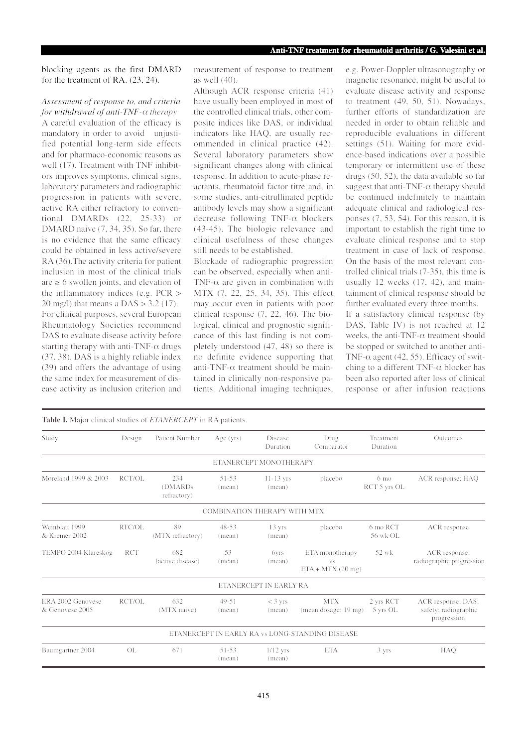blocking agents as the first DMARD for the treatment of RA. (23, 24).

### *Assessment of response to, and criteria for withdrawal of anti-TNF-α therapy*

A careful evaluation of the efficacy is mandatory in order to avoid unjustified potential long-term side effects and for pharmaco-economic reasons as well (17). Treatment with TNF inhibitors improves symptoms, clinical signs, laboratory parameters and radiographic progression in patients with severe, active RA either refractory to conventional DMARDs (22, 25-33) or DMARD naive (7, 34, 35). So far, there is no evidence that the same efficacy could be obtained in less active/severe RA (36).The activity criteria for patient inclusion in most of the clinical trials are ≥ 6 swollen joints, and elevation of the inflammatory indices (e.g. PCR > 20 mg/l) that means a DAS > 3.2 (17).

For clinical purposes, several European Rheumatology Societies recommend DAS to evaluate disease activity before starting therapy with anti-TNF-α drugs (37, 38). DAS is a highly reliable index (39) and offers the advantage of using the same index for measurement of disease activity as inclusion criterion and measurement of response to treatment as well (40).

Although ACR response criteria (41) have usually been employed in most of the controlled clinical trials, other composite indices like DAS, or individual indicators like HAQ, are usually recommended in clinical practice (42). Several laboratory parameters show significant changes along with clinical response. In addition to acute-phase reactants, rheumatoid factor titre and, in some studies, anti-citrullinated peptide antibody levels may show a significant decrease following TNF-α blockers (43-45). The biologic relevance and clinical usefulness of these changes still needs to be established.

Blockade of radiographic progression can be observed, especially when anti-TNF-α are given in combination with MTX (7, 22, 25, 34, 35). This effect may occur even in patients with poor clinical response (7, 22, 46). The biological, clinical and prognostic significance of this last finding is not completely understood (47, 48) so there is no definite evidence supporting that anti-TNF-α treatment should be maintained in clinically non-responsive patients. Additional imaging techniques, e.g. Power-Doppler ultrasonography or magnetic resonance, might be useful to evaluate disease activity and response to treatment (49, 50, 51). Nowadays, further efforts of standardization are needed in order to obtain reliable and reproducible evaluations in different settings (51). Waiting for more evidence-based indications over a possible temporary or intermittent use of these drugs (50, 52), the data available so far suggest that anti-TNF-α therapy should be continued indefinitely to maintain adequate clinical and radiological responses (7, 53, 54). For this reason, it is important to establish the right time to evaluate clinical response and to stop treatment in case of lack of response. On the basis of the most relevant controlled clinical trials (7-35), this time is usually 12 weeks (17, 42), and maintainment of clinical response should be further evaluated every three months.

If a satisfactory clinical response (by DAS, Table IV) is not reached at 12 weeks, the anti-TNF-α treatment should be stopped or switched to another anti-TNF-α agent (42, 55). Efficacy of switching to a different TNF-α blocker has been also reported after loss of clinical response or after infusion reactions

**Table I.** Major clinical studies of *ETANERCEPT* in RA patients.

| Study | Design | Patient Number | Age (yrs) | Disease Duration | Drug Comparator | Treatment Duration | Outcomes |
|---|---|---|---|---|---|---|---|
| ETANERCEPT MONOTHERAPY | | | | | | | |
| Moreland 1999 & 2003 | RCT/OL | 234 (DMARDs refractory) | 51-53 (mean) | 11-13 yrs (mean) | placebo | 6 mo RCT 5 yrs OL | ACR response; HAQ |
| COMBINATION THERAPY WITH MTX | | | | | | | |
| Weinblatt 1999 & Kremer 2002 | RTC/OL | 89 (MTX refractory) | 48-53 (mean) | 13 yrs (mean) | placebo | 6 mo RCT 56 wk OL | ACR response |
| TEMPO 2004 Klareskog | RCT | 682 (active disease) | 53 (mean) | 6yrs (mean) | ETA monotherapy vs ETA + MTX (20 mg) | 52 wk | ACR response; radiographic progression |
| ETANERCEPT IN EARLY RA | | | | | | | |
| ERA 2002 Genovese & Genovese 2005 | RCT/OL | 632 (MTX naive) | 49-51 (mean) | < 3 yrs (mean) | MTX (mean dosage: 19 mg) | 2 yrs RCT 5 yrs OL | ACR response; DAS; safety; radiographic progression |
| ETANERCEPT IN EARLY RA vs LONG-STANDING DISEASE | | | | | | | |
| Baumgartner 2004 | OL | 671 | 51-53 (mean) | 1/12 yrs (mean) | ETA | 3 yrs | HAQ |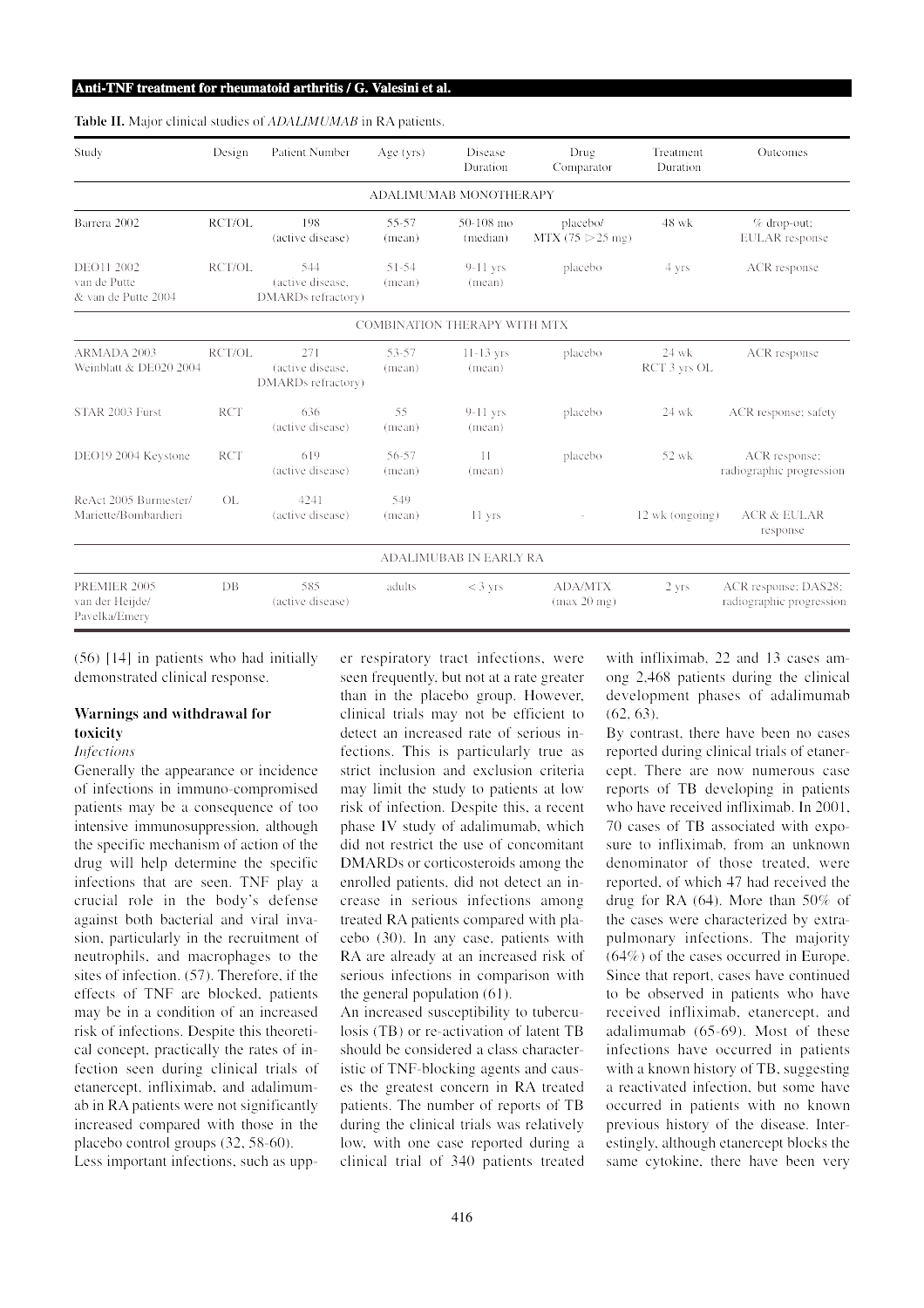**Table II.** Major clinical studies of *ADALIMUMAB* in RA patients.

| Study | Design | Patient Number | Age (yrs) | Disease Duration | Drug Comparator | Treatment Duration | Outcomes |
|---|---|---|---|---|---|---|---|
| | | | ADALIMUMAB MONOTHERAPY | | | | |
| Barrera 2002 | RCT/OL | 198 (active disease) | 55-57 (mean) | 50-108 mo (median) | placebo/ MTX (75 > 25 mg) | 48 wk | % drop-out; EULAR response |
| DEO11 2002 van de Putte & van de Putte 2004 | RCT/OL | 544 (active disease, DMARDs refractory) | 51-54 (mean) | 9-11 yrs (mean) | placebo | 4 yrs | ACR response |
| | | | COMBINATION THERAPY WITH MTX | | | | |
| ARMADA 2003 Weinblatt & DE020 2004 | RCT/OL | 271 (active disease, DMARDs refractory) | 53-57 (mean) | 11-13 yrs (mean) | placebo | 24 wk RCT 3 yrs OL | ACR response |
| STAR 2003 Furst | RCT | 636 (active disease) | 55 (mean) | 9-11 yrs (mean) | placebo | 24 wk | ACR response; safety |
| DEO19 2004 Keystone | RCT | 619 (active disease) | 56-57 (mean) | 11 (mean) | placebo | 52 wk | ACR response; radiographic progression |
| ReAct 2005 Burmester/ Mariette/Bombardieri | OL | 4241 (active disease) | 549 (mean) | 11 yrs | - | 12 wk (ongoing) | ACR & EULAR response |
| | | | ADALIMUBAB IN EARLY RA | | | | |
| PREMIER 2005 van der Heijde/ Pavelka/Emery | DB | 585 (active disease) | adults | < 3 yrs | ADA/MTX (max 20 mg) | 2 yrs | ACR response; DAS28; radiographic progression |

(56) [14] in patients who had initially demonstrated clinical response.

## Warnings and withdrawal for toxicity

*Infections*

Generally the appearance or incidence of infections in immuno-compromised patients may be a consequence of too intensive immunosuppression, although the specific mechanism of action of the drug will help determine the specific infections that are seen. TNF play a crucial role in the body's defense against both bacterial and viral invasion, particularly in the recruitment of neutrophils, and macrophages to the sites of infection. (57). Therefore, if the effects of TNF are blocked, patients may be in a condition of an increased risk of infections. Despite this theoretical concept, practically the rates of infection seen during clinical trials of etanercept, infliximab, and adalimumab in RA patients were not significantly increased compared with those in the placebo control groups (32, 58-60).

Less important infections, such as upper respiratory tract infections, were seen frequently, but not at a rate greater than in the placebo group. However, clinical trials may not be efficient to detect an increased rate of serious infections. This is particularly true as strict inclusion and exclusion criteria may limit the study to patients at low risk of infection. Despite this, a recent phase IV study of adalimumab, which did not restrict the use of concomitant DMARDs or corticosteroids among the enrolled patients, did not detect an increase in serious infections among treated RA patients compared with placebo (30). In any case, patients with RA are already at an increased risk of serious infections in comparison with the general population (61).

An increased susceptibility to tuberculosis (TB) or re-activation of latent TB should be considered a class characteristic of TNF-blocking agents and causes the greatest concern in RA treated patients. The number of reports of TB during the clinical trials was relatively low, with one case reported during a clinical trial of 340 patients treated with infliximab, 22 and 13 cases among 2,468 patients during the clinical development phases of adalimumab (62, 63).

By contrast, there have been no cases reported during clinical trials of etanercept. There are now numerous case reports of TB developing in patients who have received infliximab. In 2001, 70 cases of TB associated with exposure to infliximab, from an unknown denominator of those treated, were reported, of which 47 had received the drug for RA (64). More than 50% of the cases were characterized by extrapulmonary infections. The majority (64%) of the cases occurred in Europe. Since that report, cases have continued to be observed in patients who have received infliximab, etanercept, and adalimumab (65-69). Most of these infections have occurred in patients with a known history of TB, suggesting a reactivated infection, but some have occurred in patients with no known previous history of the disease. Interestingly, although etanercept blocks the same cytokine, there have been very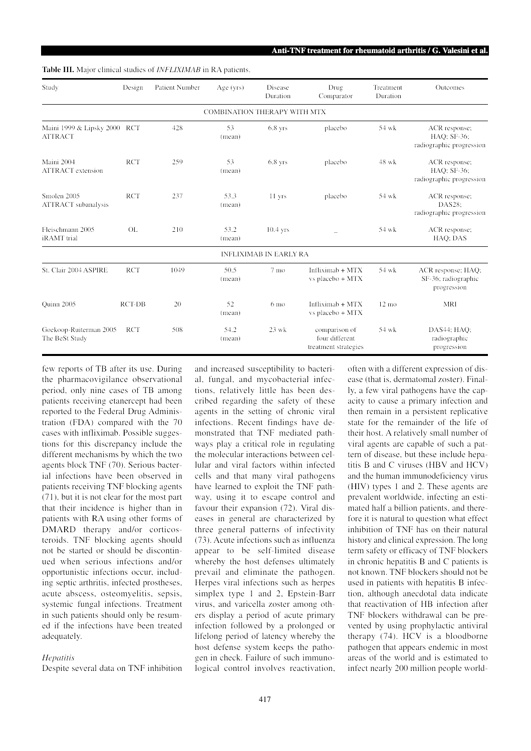**Table III.** Major clinical studies of *INFLIXIMAB* in RA patients.

| Study | Design | Patient Number | Age (yrs) | Disease Duration | Drug Comparator | Treatment Duration | Outcomes |
|---|---|---|---|---|---|---|---|
| COMBINATION THERAPY WITH MTX | | | | | | | |
| Maini 1999 & Lipsky 2000 ATTRACT | RCT | 428 | 53 (mean) | 6.8 yrs | placebo | 54 wk | ACR response; HAQ; SF-36; radiographic progression |
| Maini 2004 ATTRACT extension | RCT | 259 | 53 (mean) | 6.8 yrs | placebo | 48 wk | ACR response; HAQ; SF-36; radiographic progression |
| Smolen 2005 ATTRACT subanalysis | RCT | 237 | 53.3 (mean) | 11 yrs | placebo | 54 wk | ACR response; DAS28; radiographic progression |
| Fleischmann 2005 iRAMT trial | OL | 210 | 53.2 (mean) | 10.4 yrs | – | 54 wk | ACR response; HAQ; DAS |
| INFLIXIMAB IN EARLY RA | | | | | | | |
| St. Clair 2004 ASPIRE | RCT | 1049 | 50.5 (mean) | 7 mo | Infliximab + MTX vs placebo + MTX | 54 wk | ACR response; HAQ; SF-36; radiographic progression |
| Quinn 2005 | RCT-DB | 20 | 52 (mean) | 6 mo | Infliximab + MTX vs placebo + MTX | 12 mo | MRI |
| Goekoop-Ruiterman 2005 The BeSt Study | RCT | 508 | 54.2 (mean) | 23 wk | comparison of four different treatment strategies | 54 wk | DAS44; HAQ; radiographic progression |

few reports of TB after its use. During the pharmacovigilance observational period, only nine cases of TB among patients receiving etanercept had been reported to the Federal Drug Administration (FDA) compared with the 70 cases with infliximab. Possible suggestions for this discrepancy include the different mechanisms by which the two agents block TNF (70). Serious bacterial infections have been observed in patients receiving TNF blocking agents (71), but it is not clear for the most part that their incidence is higher than in patients with RA using other forms of DMARD therapy and/or corticosteroids. TNF blocking agents should not be started or should be discontinued when serious infections and/or opportunistic infections occur, including septic arthritis, infected prostheses, acute abscess, osteomyelitis, sepsis, systemic fungal infections. Treatment in such patients should only be resumed if the infections have been treated adequately.

*Hepatitis*

Despite several data on TNF inhibition and increased susceptibility to bacterial, fungal, and mycobacterial infections, relatively little has been described regarding the safety of these agents in the setting of chronic viral infections. Recent findings have demonstrated that TNF mediated pathways play a critical role in regulating the molecular interactions between cellular and viral factors within infected cells and that many viral pathogens have learned to exploit the TNF pathway, using it to escape control and favour their expansion (72). Viral diseases in general are characterized by three general patterns of infectivity (73). Acute infections such as influenza appear to be self-limited disease whereby the host defenses ultimately prevail and eliminate the pathogen. Herpes viral infections such as herpes simplex type 1 and 2, Epstein-Barr virus, and varicella zoster among others display a period of acute primary infection followed by a prolonged or lifelong period of latency whereby the host defense system keeps the pathogen in check. Failure of such immunological control involves reactivation, often with a different expression of disease (that is, dermatomal zoster). Finally, a few viral pathogens have the capacity to cause a primary infection and then remain in a persistent replicative state for the remainder of the life of their host. A relatively small number of viral agents are capable of such a pattern of disease, but these include hepatitis B and C viruses (HBV and HCV) and the human immunodeficiency virus (HIV) types 1 and 2. These agents are prevalent worldwide, infecting an estimated half a billion patients, and therefore it is natural to question what effect inhibition of TNF has on their natural history and clinical expression. The long term safety or efficacy of TNF blockers in chronic hepatitis B and C patients is not known. TNF blockers should not be used in patients with hepatitis B infection, although anecdotal data indicate that reactivation of HB infection after TNF blockers withdrawal can be prevented by using prophylactic antiviral therapy (74). HCV is a bloodborne pathogen that appears endemic in most areas of the world and is estimated to infect nearly 200 million people world-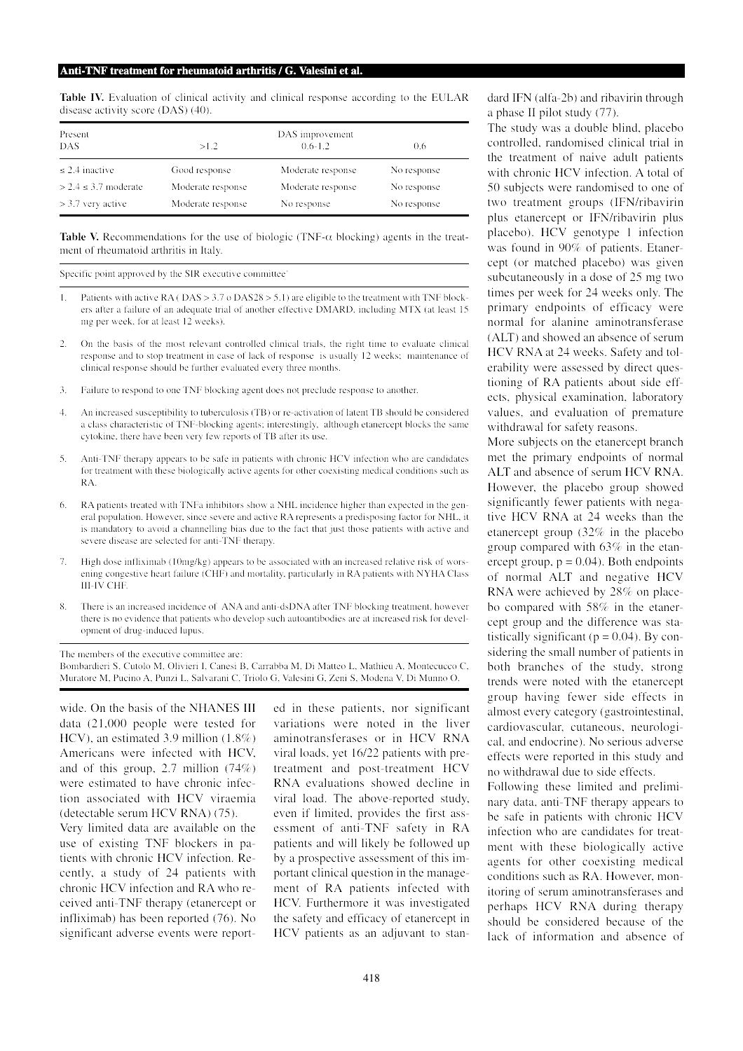**Table IV.** Evaluation of clinical activity and clinical response according to the EULAR disease activity score (DAS) (40).

| Present DAS | DAS improvement >1.2 | 0.6-1.2 | 0.6 |
|---|---|---|---|
| ≤ 2.4 inactive | Good response | Moderate response | No response |
| > 2.4 ≤ 3.7 moderate | Moderate response | Moderate response | No response |
| > 3.7 very active | Moderate response | No response | No response |

**Table V.** Recommendations for the use of biologic (TNF-α blocking) agents in the treatment of rheumatoid arthritis in Italy.

Specific point approved by the SIR executive committee°

1. Patients with active RA ( DAS > 3.7 o DAS28 > 5.1) are eligible to the treatment with TNF blockers after a failure of an adequate trial of another effective DMARD, including MTX (at least 15 mg per week, for at least 12 weeks).
2. On the basis of the most relevant controlled clinical trials, the right time to evaluate clinical response and to stop treatment in case of lack of response is usually 12 weeks; maintenance of clinical response should be further evaluated every three months.
3. Failure to respond to one TNF blocking agent does not preclude response to another.
4. An increased susceptibility to tuberculosis (TB) or re-activation of latent TB should be considered a class characteristic of TNF-blocking agents; interestingly, although etanercept blocks the same cytokine, there have been very few reports of TB after its use.
5. Anti-TNF therapy appears to be safe in patients with chronic HCV infection who are candidates for treatment with these biologically active agents for other coexisting medical conditions such as RA.
6. RA patients treated with TNFa inhibitors show a NHL incidence higher than expected in the general population. However, since severe and active RA represents a predisposing factor for NHL, it is mandatory to avoid a channelling bias due to the fact that just those patients with active and severe disease are selected for anti-TNF therapy.
7. High dose infliximab (10mg/kg) appears to be associated with an increased relative risk of worsening congestive heart failure (CHF) and mortality, particularly in RA patients with NYHA Class III-IV CHF.
8. There is an increased incidence of ANA and anti-dsDNA after TNF blocking treatment, however there is no evidence that patients who develop such autoantibodies are at increased risk for development of drug-induced lupus.

°The members of the executive committee are:
Bombardieri S, Cutolo M, Olivieri I, Canesi B, Carrabba M, Di Matteo L, Mathieu A, Montecucco C, Muratore M, Pacino A, Punzi L, Salvarani C, Triolo G, Valesini G, Zeni S, Modena V, Di Munno O.

wide. On the basis of the NHANES III data (21,000 people were tested for HCV), an estimated 3.9 million (1.8%) Americans were infected with HCV, and of this group, 2.7 million (74%) were estimated to have chronic infection associated with HCV viraemia (detectable serum HCV RNA) (75).

Very limited data are available on the use of existing TNF blockers in patients with chronic HCV infection. Recently, a study of 24 patients with chronic HCV infection and RA who received anti-TNF therapy (etanercept or infliximab) has been reported (76). No significant adverse events were reported in these patients, nor significant variations were noted in the liver aminotransferases or in HCV RNA viral loads, yet 16/22 patients with pretreatment and post-treatment HCV RNA evaluations showed decline in viral load. The above-reported study, even if limited, provides the first assessment of anti-TNF safety in RA patients and will likely be followed up by a prospective assessment of this important clinical question in the management of RA patients infected with HCV. Furthermore it was investigated the safety and efficacy of etanercept in HCV patients as an adjuvant to standard IFN (alfa-2b) and ribavirin through a phase II pilot study (77).

The study was a double blind, placebo controlled, randomised clinical trial in the treatment of naive adult patients with chronic HCV infection. A total of 50 subjects were randomised to one of two treatment groups (IFN/ribavirin plus etanercept or IFN/ribavirin plus placebo). HCV genotype 1 infection was found in 90% of patients. Etanercept (or matched placebo) was given subcutaneously in a dose of 25 mg two times per week for 24 weeks only. The primary endpoints of efficacy were normal for alanine aminotransferase (ALT) and showed an absence of serum HCV RNA at 24 weeks. Safety and tolerability were assessed by direct questioning of RA patients about side effects, physical examination, laboratory values, and evaluation of premature withdrawal for safety reasons.

More subjects on the etanercept branch met the primary endpoints of normal ALT and absence of serum HCV RNA. However, the placebo group showed significantly fewer patients with negative HCV RNA at 24 weeks than the etanercept group (32% in the placebo group compared with 63% in the etanercept group, $p = 0.04$). Both endpoints of normal ALT and negative HCV RNA were achieved by 28% on placebo compared with 58% in the etanercept group and the difference was statistically significant ($p = 0.04$). By considering the small number of patients in both branches of the study, strong trends were noted with the etanercept group having fewer side effects in almost every category (gastrointestinal, cardiovascular, cutaneous, neurological, and endocrine). No serious adverse effects were reported in this study and no withdrawal due to side effects.

Following these limited and preliminary data, anti-TNF therapy appears to be safe in patients with chronic HCV infection who are candidates for treatment with these biologically active agents for other coexisting medical conditions such as RA. However, monitoring of serum aminotransferases and perhaps HCV RNA during therapy should be considered because of the lack of information and absence of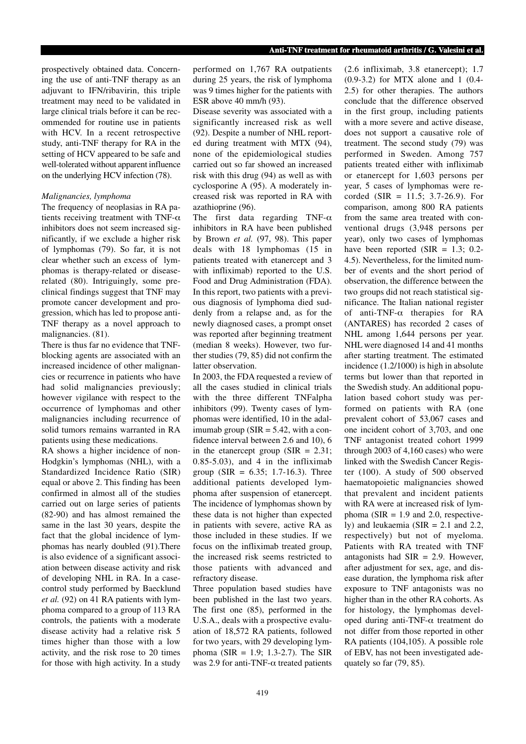prospectively obtained data. Concerning the use of anti-TNF therapy as an adjuvant to IFN/ribavirin, this triple treatment may need to be validated in large clinical trials before it can be recommended for routine use in patients with HCV. In a recent retrospective study, anti-TNF therapy for RA in the setting of HCV appeared to be safe and well-tolerated without apparent influence on the underlying HCV infection (78).

*Malignancies, lymphoma*

The frequency of neoplasias in RA patients receiving treatment with TNF-α inhibitors does not seem increased significantly, if we exclude a higher risk of lymphomas (79). So far, it is not clear whether such an excess of lymphomas is therapy-related or disease-related (80). Intriguingly, some preclinical findings suggest that TNF may promote cancer development and progression, which has led to propose anti-TNF therapy as a novel approach to malignancies. (81).

There is thus far no evidence that TNF-blocking agents are associated with an increased incidence of other malignancies or recurrence in patients who have had solid malignancies previously; however vigilance with respect to the occurrence of lymphomas and other malignancies including recurrence of solid tumors remains warranted in RA patients using these medications.

RA shows a higher incidence of non-Hodgkin's lymphomas (NHL), with a Standardized Incidence Ratio (SIR) equal or above 2. This finding has been confirmed in almost all of the studies carried out on large series of patients (82-90) and has almost remained the same in the last 30 years, despite the fact that the global incidence of lymphomas has nearly doubled (91).There is also evidence of a significant association between disease activity and risk of developing NHL in RA. In a case-control study performed by Baecklund *et al.* (92) on 41 RA patients with lymphoma compared to a group of 113 RA controls, the patients with a moderate disease activity had a relative risk 5 times higher than those with a low activity, and the risk rose to 20 times for those with high activity. In a study performed on 1,767 RA outpatients during 25 years, the risk of lymphoma was 9 times higher for the patients with ESR above 40 mm/h (93).

Disease severity was associated with a significantly increased risk as well (92). Despite a number of NHL reported during treatment with MTX (94), none of the epidemiological studies carried out so far showed an increased risk with this drug (94) as well as with cyclosporine A (95). A moderately increased risk was reported in RA with azathioprine (96).

The first data regarding TNF-α inhibitors in RA have been published by Brown *et al.* (97, 98). This paper deals with 18 lymphomas (15 in patients treated with etanercept and 3 with infliximab) reported to the U.S. Food and Drug Administration (FDA). In this report, two patients with a previous diagnosis of lymphoma died suddenly from a relapse and, as for the newly diagnosed cases, a prompt onset was reported after beginning treatment (median 8 weeks). However, two further studies (79, 85) did not confirm the latter observation.

In 2003, the FDA requested a review of all the cases studied in clinical trials with the three different TNFalpha inhibitors (99). Twenty cases of lymphomas were identified, 10 in the adalimumab group (SIR = 5.42, with a confidence interval between 2.6 and 10), 6 in the etanercept group (SIR = 2.31; 0.85-5.03), and 4 in the infliximab group (SIR = 6.35; 1.7-16.3). Three additional patients developed lymphoma after suspension of etanercept. The incidence of lymphomas shown by these data is not higher than expected in patients with severe, active RA as those included in these studies. If we focus on the infliximab treated group, the increased risk seems restricted to those patients with advanced and refractory disease.

Three population based studies have been published in the last two years. The first one (85), performed in the U.S.A., deals with a prospective evaluation of 18,572 RA patients, followed for two years, with 29 developing lymphoma (SIR = 1.9; 1.3-2.7). The SIR was 2.9 for anti-TNF-α treated patients (2.6 infliximab, 3.8 etanercept); 1.7 (0.9-3.2) for MTX alone and 1 (0.4-2.5) for other therapies. The authors conclude that the difference observed in the first group, including patients with a more severe and active disease, does not support a causative role of treatment. The second study (79) was performed in Sweden. Among 757 patients treated either with infliximab or etanercept for 1,603 persons per year, 5 cases of lymphomas were recorded (SIR = 11.5; 3.7-26.9). For comparison, among 800 RA patients from the same area treated with conventional drugs (3,948 persons per year), only two cases of lymphomas have been reported (SIR = 1.3; 0.2-4.5). Nevertheless, for the limited number of events and the short period of observation, the difference between the two groups did not reach statistical significance. The Italian national register of anti-TNF-α therapies for RA (ANTARES) has recorded 2 cases of NHL among 1,644 persons per year. NHL were diagnosed 14 and 41 months after starting treatment. The estimated incidence (1.2/1000) is high in absolute terms but lower than that reported in the Swedish study. An additional population based cohort study was performed on patients with RA (one prevalent cohort of 53,067 cases and one incident cohort of 3,703, and one TNF antagonist treated cohort 1999 through 2003 of 4,160 cases) who were linked with the Swedish Cancer Register (100). A study of 500 observed haematopoietic malignancies showed that prevalent and incident patients with RA were at increased risk of lymphoma (SIR = 1.9 and 2.0, respectively) and leukaemia (SIR = 2.1 and 2.2, respectively) but not of myeloma. Patients with RA treated with TNF antagonists had SIR = 2.9. However, after adjustment for sex, age, and disease duration, the lymphoma risk after exposure to TNF antagonists was no higher than in the other RA cohorts. As for histology, the lymphomas developed during anti-TNF-α treatment do not differ from those reported in other RA patients (104,105). A possible role of EBV, has not been investigated adequately so far (79, 85).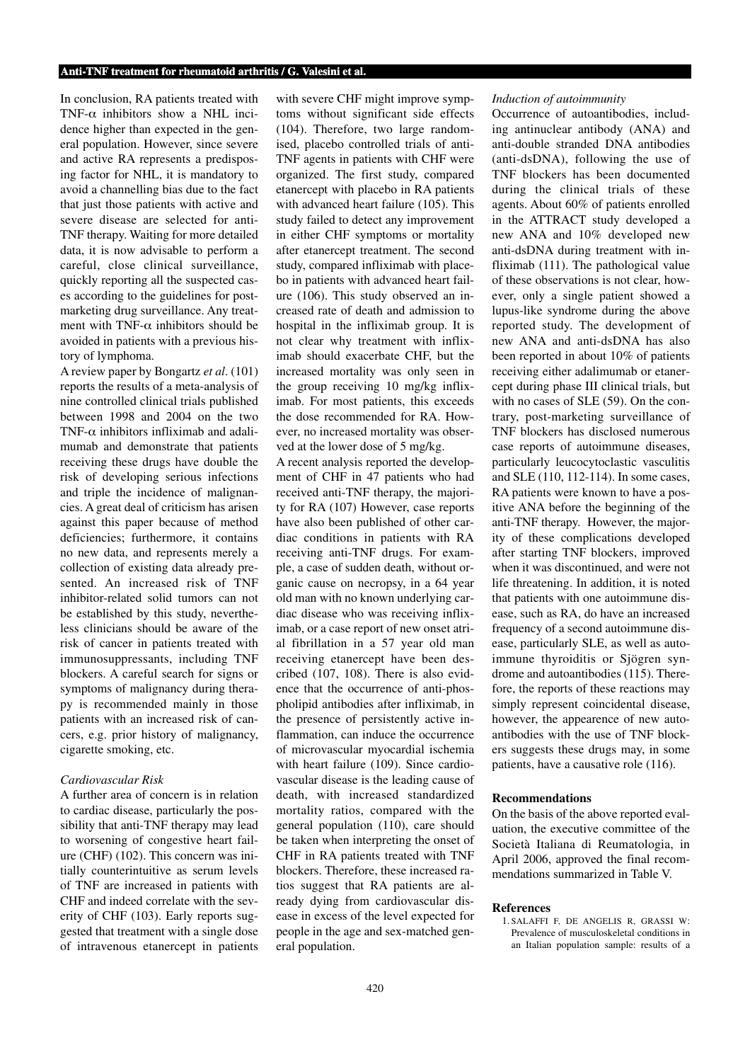In conclusion, RA patients treated with TNF-α inhibitors show a NHL incidence higher than expected in the general population. However, since severe and active RA represents a predisposing factor for NHL, it is mandatory to avoid a channelling bias due to the fact that just those patients with active and severe disease are selected for anti-TNF therapy. Waiting for more detailed data, it is now advisable to perform a careful, close clinical surveillance, quickly reporting all the suspected cases according to the guidelines for post-marketing drug surveillance. Any treatment with TNF-α inhibitors should be avoided in patients with a previous history of lymphoma.

A review paper by Bongartz *et al*. (101) reports the results of a meta-analysis of nine controlled clinical trials published between 1998 and 2004 on the two TNF-α inhibitors infliximab and adalimumab and demonstrate that patients receiving these drugs have double the risk of developing serious infections and triple the incidence of malignancies. A great deal of criticism has arisen against this paper because of method deficiencies; furthermore, it contains no new data, and represents merely a collection of existing data already presented. An increased risk of TNF inhibitor-related solid tumors can not be established by this study, nevertheless clinicians should be aware of the risk of cancer in patients treated with immunosuppressants, including TNF blockers. A careful search for signs or symptoms of malignancy during therapy is recommended mainly in those patients with an increased risk of cancers, e.g. prior history of malignancy, cigarette smoking, etc.

*Cardiovascular Risk*

A further area of concern is in relation to cardiac disease, particularly the possibility that anti-TNF therapy may lead to worsening of congestive heart failure (CHF) (102). This concern was initially counterintuitive as serum levels of TNF are increased in patients with CHF and indeed correlate with the severity of CHF (103). Early reports suggested that treatment with a single dose of intravenous etanercept in patients with severe CHF might improve symptoms without significant side effects (104). Therefore, two large randomised, placebo controlled trials of anti-TNF agents in patients with CHF were organized. The first study, compared etanercept with placebo in RA patients with advanced heart failure (105). This study failed to detect any improvement in either CHF symptoms or mortality after etanercept treatment. The second study, compared infliximab with placebo in patients with advanced heart failure (106). This study observed an increased rate of death and admission to hospital in the infliximab group. It is not clear why treatment with infliximab should exacerbate CHF, but the increased mortality was only seen in the group receiving 10 mg/kg infliximab. For most patients, this exceeds the dose recommended for RA. However, no increased mortality was observed at the lower dose of 5 mg/kg.

A recent analysis reported the development of CHF in 47 patients who had received anti-TNF therapy, the majority for RA (107) However, case reports have also been published of other cardiac conditions in patients with RA receiving anti-TNF drugs. For example, a case of sudden death, without organic cause on necropsy, in a 64 year old man with no known underlying cardiac disease who was receiving infliximab, or a case report of new onset atrial fibrillation in a 57 year old man receiving etanercept have been described (107, 108). There is also evidence that the occurrence of anti-phospholipid antibodies after infliximab, in the presence of persistently active inflammation, can induce the occurrence of microvascular myocardial ischemia with heart failure (109). Since cardiovascular disease is the leading cause of death, with increased standardized mortality ratios, compared with the general population (110), care should be taken when interpreting the onset of CHF in RA patients treated with TNF blockers. Therefore, these increased ratios suggest that RA patients are already dying from cardiovascular disease in excess of the level expected for people in the age and sex-matched general population.

*Induction of autoimmunity*

Occurrence of autoantibodies, including antinuclear antibody (ANA) and anti-double stranded DNA antibodies (anti-dsDNA), following the use of TNF blockers has been documented during the clinical trials of these agents. About 60% of patients enrolled in the ATTRACT study developed a new ANA and 10% developed new anti-dsDNA during treatment with infliximab (111). The pathological value of these observations is not clear, however, only a single patient showed a lupus-like syndrome during the above reported study. The development of new ANA and anti-dsDNA has also been reported in about 10% of patients receiving either adalimumab or etanercept during phase III clinical trials, but with no cases of SLE (59). On the contrary, post-marketing surveillance of TNF blockers has disclosed numerous case reports of autoimmune diseases, particularly leucocytoclastic vasculitis and SLE (110, 112-114). In some cases, RA patients were known to have a positive ANA before the beginning of the anti-TNF therapy. However, the majority of these complications developed after starting TNF blockers, improved when it was discontinued, and were not life threatening. In addition, it is noted that patients with one autoimmune disease, such as RA, do have an increased frequency of a second autoimmune disease, particularly SLE, as well as autoimmune thyroiditis or Sjögren syndrome and autoantibodies (115). Therefore, the reports of these reactions may simply represent coincidental disease, however, the appearence of new autoantibodies with the use of TNF blockers suggests these drugs may, in some patients, have a causative role (116).

### Recommendations

On the basis of the above reported evaluation, the executive committee of the Società Italiana di Reumatologia, in April 2006, approved the final recommendations summarized in Table V.

### References

1. SALAFFI F, DE ANGELIS R, GRASSI W: Prevalence of musculoskeletal conditions in an Italian population sample: results of a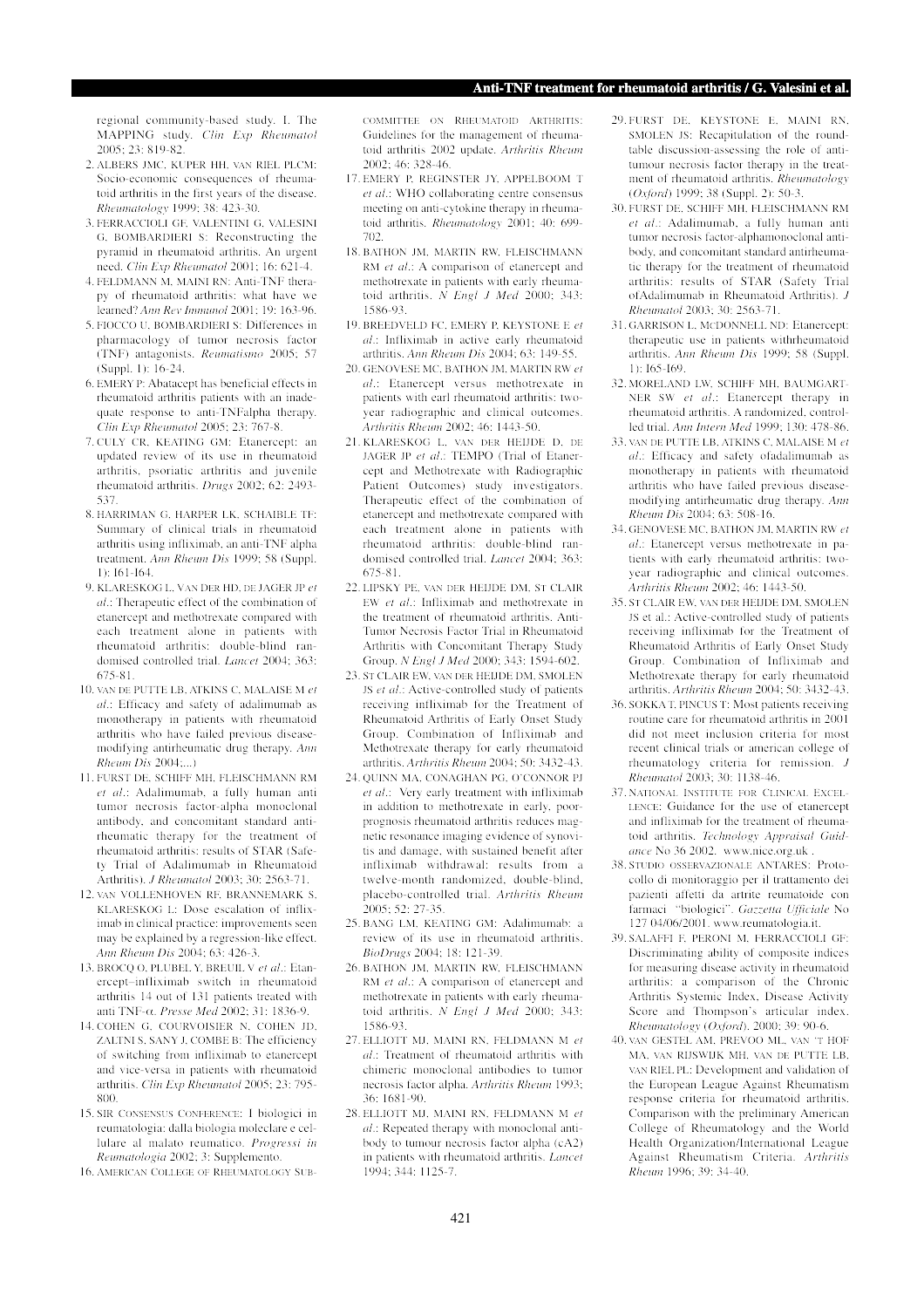regional community-based study. I. The MAPPING study. *Clin Exp Rheumatol* 2005; 23: 819-82.

2. ALBERS JMC, KUPER HH, VAN RIEL PLCM: Socio-economic consequences of rheumatoid arthritis in the first years of the disease. *Rheumatology* 1999; 38: 423-30.
3. FERRACCIOLI GF, VALENTINI G, VALESINI G, BOMBARDIERI S: Reconstructing the pyramid in rheumatoid arthritis. An urgent need. *Clin Exp Rheumatol* 2001; 16: 621-4.
4. FELDMANN M, MAINI RN: Anti-TNF therapy of rheumatoid arthritis: what have we learned? *Ann Rev Immunol* 2001; 19: 163-96.
5. FIOCCO U, BOMBARDIERI S: Differences in pharmacology of tumor necrosis factor (TNF) antagonists. *Reumatismo* 2005; 57 (Suppl. 1): 16-24.
6. EMERY P: Abatacept has beneficial effects in rheumatoid arthritis patients with an inadequate response to anti-TNFalpha therapy. *Clin Exp Rheumatol* 2005; 23: 767-8.
7. CULY CR, KEATING GM: Etanercept: an updated review of its use in rheumatoid arthritis, psoriatic arthritis and juvenile rheumatoid arthritis. *Drugs* 2002; 62: 2493-537.
8. HARRIMAN G, HARPER LK, SCHAIBLE TF: Summary of clinical trials in rheumatoid arthritis using infliximab, an anti-TNF alpha treatment. *Ann Rheum Dis* 1999; 58 (Suppl. 1): I61-I64.
9. KLARESKOG L, VAN DER HD, DE JAGER JP *et al.*: Therapeutic effect of the combination of etanercept and methotrexate compared with each treatment alone in patients with rheumatoid arthritis: double-blind randomised controlled trial. *Lancet* 2004; 363: 675-81.
10. VAN DE PUTTE LB, ATKINS C, MALAISE M *et al.*: Efficacy and safety of adalimumab as monotherapy in patients with rheumatoid arthritis who have failed previous disease-modifying antirheumatic drug therapy. *Ann Rheum Dis* 2004;...)
11. FURST DE, SCHIFF MH, FLEISCHMANN RM *et al.*: Adalimumab, a fully human anti tumor necrosis factor-alpha monoclonal antibody, and concomitant standard antirheumatic therapy for the treatment of rheumatoid arthritis: results of STAR (Safety Trial of Adalimumab in Rheumatoid Arthritis). *J Rheumatol* 2003; 30: 2563-71.
12. VAN VOLLENHOVEN RF, BRANNEMARK S, KLARESKOG L: Dose escalation of infliximab in clinical practice: improvements seen may be explained by a regression-like effect. *Ann Rheum Dis* 2004; 63: 426-3.
13. BROCQ O, PLUBEL Y, BREUIL V *et al.*: Etanercept–infliximab switch in rheumatoid arthritis 14 out of 131 patients treated with anti TNF-α. *Presse Med* 2002; 31: 1836-9.
14. COHEN G, COURVOISIER N, COHEN JD, ZALTNI S, SANY J, COMBE B: The efficiency of switching from infliximab to etanercept and vice-versa in patients with rheumatoid arthritis. *Clin Exp Rheumatol* 2005; 23: 795-800.
15. SIR CONSENSUS CONFERENCE: I biologici in reumatologia: dalla biologia molecolare e cellulare al malato reumatico. *Progressi in Reumatologia* 2002; 3: Supplemento.
16. AMERICAN COLLEGE OF RHEUMATOLOGY SUBCOMMITTEE ON RHEUMATOID ARTHRITIS: Guidelines for the management of rheumatoid arthritis 2002 update. *Arthritis Rheum* 2002; 46: 328-46.
17. EMERY P, REGINSTER JY, APPELBOOM T *et al.*: WHO collaborating centre consensus meeting on anti-cytokine therapy in rheumatoid arthritis. *Rheumatology* 2001; 40: 699-702.
18. BATHON JM, MARTIN RW, FLEISCHMANN RM *et al.*: A comparison of etanercept and methotrexate in patients with early rheumatoid arthritis. *N Engl J Med* 2000; 343: 1586-93.
19. BREEDVELD FC, EMERY P, KEYSTONE E *et al.*: Infliximab in active early rheumatoid arthritis. *Ann Rheum Dis* 2004; 63: 149-55.
20. GENOVESE MC, BATHON JM, MARTIN RW *et al.*: Etanercept versus methotrexate in patients with earl rheumatoid arthritis: two-year radiographic and clinical outcomes. *Arthritis Rheum* 2002; 46: 1443-50.
21. KLARESKOG L, VAN DER HEIJDE D, DE JAGER JP *et al.*: TEMPO (Trial of Etanercept and Methotrexate with Radiographic Patient Outcomes) study investigators. Therapeutic effect of the combination of etanercept and methotrexate compared with each treatment alone in patients with rheumatoid arthritis: double-blind randomised controlled trial. *Lancet* 2004; 363: 675-81.
22. LIPSKY PE, VAN DER HEIJDE DM, ST CLAIR EW *et al.*: Infliximab and methotrexate in the treatment of rheumatoid arthritis. Anti-Tumor Necrosis Factor Trial in Rheumatoid Arthritis with Concomitant Therapy Study Group. *N Engl J Med* 2000; 343: 1594-602.
23. ST CLAIR EW, VAN DER HEIJDE DM, SMOLEN JS *et al.*: Active-controlled study of patients receiving infliximab for the Treatment of Rheumatoid Arthritis of Early Onset Study Group. Combination of Infliximab and Methotrexate therapy for early rheumatoid arthritis. *Arthritis Rheum* 2004; 50: 3432-43.
24. QUINN MA, CONAGHAN PG, O'CONNOR PJ *et al.*: Very early treatment with infliximab in addition to methotrexate in early, poor-prognosis rheumatoid arthritis reduces magnetic resonance imaging evidence of synovitis and damage, with sustained benefit after infliximab withdrawal: results from a twelve-month randomized, double-blind, placebo-controlled trial. *Arthritis Rheum* 2005; 52: 27-35.
25. BANG LM, KEATING GM: Adalimumab: a review of its use in rheumatoid arthritis. *BioDrugs* 2004; 18: 121-39.
26. BATHON JM, MARTIN RW, FLEISCHMANN RM *et al.*: A comparison of etanercept and methotrexate in patients with early rheumatoid arthritis. *N Engl J Med* 2000; 343: 1586-93.
27. ELLIOTT MJ, MAINI RN, FELDMANN M *et al.*: Treatment of rheumatoid arthritis with chimeric monoclonal antibodies to tumor necrosis factor alpha. *Arthritis Rheum* 1993; 36: 1681-90.
28. ELLIOTT MJ, MAINI RN, FELDMANN M *et al.*: Repeated therapy with monoclonal antibody to tumour necrosis factor alpha (cA2) in patients with rheumatoid arthritis. *Lancet* 1994; 344: 1125-7.
29. FURST DE, KEYSTONE E, MAINI RN, SMOLEN JS: Recapitulation of the round-table discussion-assessing the role of anti-tumour necrosis factor therapy in the treatment of rheumatoid arthritis. *Rheumatology (Oxford)* 1999; 38 (Suppl. 2): 50-3.
30. FURST DE, SCHIFF MH, FLEISCHMANN RM *et al.*: Adalimumab, a fully human anti tumor necrosis factor-alphamonoclonal antibody, and concomitant standard antirheumatic therapy for the treatment of rheumatoid arthritis: results of STAR (Safety Trial ofAdalimumab in Rheumatoid Arthritis). *J Rheumatol* 2003; 30: 2563-71.
31. GARRISON L, MCDONNELL ND: Etanercept: therapeutic use in patients withrheumatoid arthritis. *Ann Rheum Dis* 1999; 58 (Suppl. 1): I65-I69.
32. MORELAND LW, SCHIFF MH, BAUMGARTNER SW *et al.*: Etanercept therapy in rheumatoid arthritis. A randomized, controlled trial. *Ann Intern Med* 1999; 130: 478-86.
33. VAN DE PUTTE LB, ATKINS C, MALAISE M *et al.*: Efficacy and safety ofadalimumab as monotherapy in patients with rheumatoid arthritis who have failed previous disease-modifying antirheumatic drug therapy. *Ann Rheum Dis* 2004; 63: 508-16.
34. GENOVESE MC, BATHON JM, MARTIN RW *et al.*: Etanercept versus methotrexate in patients with early rheumatoid arthritis: two-year radiographic and clinical outcomes. *Arthritis Rheum* 2002; 46: 1443-50.
35. ST CLAIR EW, VAN DER HEIJDE DM, SMOLEN JS et al.: Active-controlled study of patients receiving infliximab for the Treatment of Rheumatoid Arthritis of Early Onset Study Group. Combination of Infliximab and Methotrexate therapy for early rheumatoid arthritis. *Arthritis Rheum* 2004; 50: 3432-43.
36. SOKKA T, PINCUS T: Most patients receiving routine care for rheumatoid arthritis in 2001 did not meet inclusion criteria for most recent clinical trials or american college of rheumatology criteria for remission. *J Rheumatol* 2003; 30: 1138-46.
37. NATIONAL INSTITUTE FOR CLINICAL EXCELLENCE: Guidance for the use of etanercept and infliximab for the treatment of rheumatoid arthritis. *Technology Appraisal Guidance* No 36 2002. www.nice.org.uk .
38. STUDIO OSSERVAZIONALE ANTARES: Protocollo di monitoraggio per il trattamento dei pazienti affetti da artrite reumatoide con farmaci "biologici". *Gazzetta Ufficiale* No 127 04/06/2001. www.reumatologia.it.
39. SALAFFI F, PERONI M, FERRACCIOLI GF: Discriminating ability of composite indices for measuring disease activity in rheumatoid arthritis: a comparison of the Chronic Arthritis Systemic Index, Disease Activity Score and Thompson's articular index. *Rheumatology (Oxford)*. 2000; 39: 90-6.
40. VAN GESTEL AM, PREVOO ML, VAN 'T HOF MA, VAN RIJSWIJK MH, VAN DE PUTTE LB, VAN RIEL PL: Development and validation of the European League Against Rheumatism response criteria for rheumatoid arthritis. Comparison with the preliminary American College of Rheumatology and the World Health Organization/International League Against Rheumatism Criteria. *Arthritis Rheum* 1996; 39: 34-40.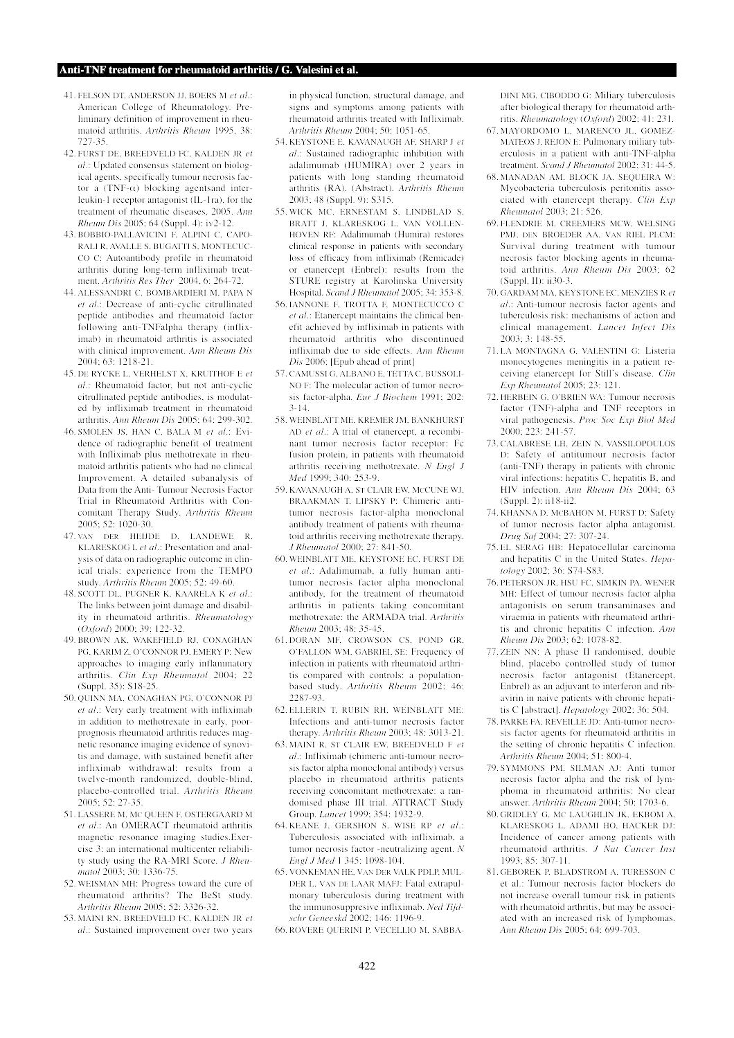41. FELSON DT, ANDERSON JJ, BOERS M *et al.*: American College of Rheumatology. Preliminary definition of improvement in rheumatoid arthritis. *Arthritis Rheum* 1995; 38: 727-35.
42. FURST DE, BREEDVELD FC, KALDEN JR *et al.*: Updated consensus statement on biological agents, specifically tumour necrosis factor a (TNF-α) blocking agentsand interleukin-1 receptor antagonist (IL-1ra), for the treatment of rheumatic diseases, 2005. *Ann Rheum Dis* 2005; 64 (Suppl. 4): iv2-12.
43. BOBBIO-PALLAVICINI F, ALPINI C, CAPORALI R, AVALLE S, BUGATTI S, MONTECUCCO C: Autoantibody profile in rheumatoid arthritis during long-term infliximab treatment. *Arthritis Res Ther* 2004, 6: 264-72.
44. ALESSANDRI C, BOMBARDIERI M, PAPA N *et al.*: Decrease of anti-cyclic citrullinated peptide antibodies and rheumatoid factor following anti-TNFalpha therapy (infliximab) in rheumatoid arthritis is associated with clinical improvement. *Ann Rheum Dis* 2004; 63: 1218-21.
45. DE RYCKE L, VERHELST X, KRUITHOF E *et al.*: Rheumatoid factor, but not anti-cyclic citrullinated peptide antibodies, is modulated by infliximab treatment in rheumatoid arthritis. *Ann Rheum Dis* 2005; 64: 299-302.
46. SMOLEN JS, HAN C, BALA M *et al.*: Evidence of radiographic benefit of treatment with Infliximab plus methotrexate in rheumatoid arthritis patients who had no clinical Improvement. A detailed subanalysis of Data from the Anti- Tumour Necrosis Factor Trial in Rheumatoid Arthritis with Concomitant Therapy Study. *Arthritis Rheum* 2005; 52: 1020-30.
47. VAN DER HEIJDE D, LANDEWE R, KLARESKOG L *et al.*: Presentation and analysis of data on radiographic outcome in clinical trials: experience from the TEMPO study. *Arthritis Rheum* 2005; 52: 49-60.
48. SCOTT DL, PUGNER K, KAARELA K *et al.*: The links between joint damage and disability in rheumatoid arthritis. *Rheumatology (Oxford)* 2000; 39: 122-32.
49. BROWN AK, WAKEFIELD RJ, CONAGHAN PG, KARIM Z, O'CONNOR PJ, EMERY P: New approaches to imaging early inflammatory arthritis. *Clin Exp Rheumatol* 2004; 22 (Suppl. 35): S18-25.
50. QUINN MA, CONAGHAN PG, O'CONNOR PJ *et al.*: Very early treatment with infliximab in addition to methotrexate in early, poor-prognosis rheumatoid arthritis reduces magnetic resonance imaging evidence of synovitis and damage, with sustained benefit after infliximab withdrawal: results from a twelve-month randomized, double-blind, placebo-controlled trial. *Arthritis Rheum* 2005; 52: 27-35.
51. LASSERE M, MC QUEEN F, OSTERGAARD M *et al.*: An OMERACT rheumatoid arthritis magnetic resonance imaging studies.Exercise 3: an international multicenter reliability study using the RA-MRI Score. *J Rheumatol* 2003; 30: 1336-75.
52. WEISMAN MH: Progress toward the cure of rheumatoid arthritis? The BeSt study. *Arthritis Rheum* 2005; 52: 3326-32.
53. MAINI RN, BREEDVELD FC, KALDEN JR *et al.*: Sustained improvement over two years in physical function, structural damage, and signs and symptoms among patients with rheumatoid arthritis treated with Infliximab. *Arthritis Rheum* 2004; 50: 1051-65.
54. KEYSTONE E, KAVANAUGH AF, SHARP J *et al.*: Sustained radiographic inhibition with adalimumab (HUMIRA) over 2 years in patients with long standing rheumatoid arthritis (RA). (Abstract). *Arthritis Rheum* 2003; 48 (Suppl. 9): S315.
55. WICK MC, ERNESTAM S, LINDBLAD S, BRATT J, KLARESKOG L, VAN VOLLENHOVEN RF: Adalimumab (Humira) restores clinical response in patients with secondary loss of efficacy from infliximab (Remicade) or etanercept (Enbrel): results from the STURE registry at Karolinska University Hospital. *Scand J Rheumatol* 2005; 34: 353-8.
56. IANNONE F, TROTTA F, MONTECUCCO C *et al.*: Etanercept maintains the clinical benefit achieved by infliximab in patients with rheumatoid arthritis who discontinued infliximab due to side effects. *Ann Rheum Dis* 2006; [Epub ahead of print]
57. CAMUSSI G, ALBANO E, TETTA C, BUSSOLINO F: The molecular action of tumor necrosis factor-alpha. *Eur J Biochem* 1991; 202: 3-14.
58. WEINBLATT ME, KREMER JM, BANKHURST AD *et al.*: A trial of etanercept, a recombinant tumor necrosis factor receptor: Fc fusion protein, in patients with rheumatoid arthritis receiving methotrexate. *N Engl J Med* 1999; 340: 253-9.
59. KAVANAUGH A, ST CLAIR EW, MCCUNE WJ, BRAAKMAN T, LIPSKY P: Chimeric anti-tumor necrosis factor-alpha monoclonal antibody treatment of patients with rheumatoid arthritis receiving methotrexate therapy. *J Rheumatol* 2000; 27: 841-50.
60. WEINBLATT ME, KEYSTONE EC, FURST DE *et al.*: Adalimumab, a fully human anti-tumor necrosis factor alpha monoclonal antibody, for the treatment of rheumatoid arthritis in patients taking concomitant methotrexate: the ARMADA trial. *Arthritis Rheum* 2003; 48: 35-45.
61. DORAN MF, CROWSON CS, POND GR, O'FALLON WM, GABRIEL SE: Frequency of infection in patients with rheumatoid arthritis compared with controls: a population-based study. *Arthritis Rheum* 2002; 46: 2287-93.
62. ELLERIN T, RUBIN RH, WEINBLATT ME: Infections and anti-tumor necrosis factor therapy. *Arthritis Rheum* 2003; 48: 3013-21.
63. MAINI R, ST CLAIR EW, BREEDVELD F *et al.*: Infliximab (chimeric anti-tumour necrosis factor alpha monoclonal antibody) versus placebo in rheumatoid arthritis patients receiving concomitant methotrexate: a randomised phase III trial. ATTRACT Study Group. *Lancet* 1999; 354: 1932-9.
64. KEANE J, GERSHON S, WISE RP *et al.*: Tuberculosis associated with infliximab, a tumor necrosis factor -neutralizing agent. *N Engl J Med* 1 345: 1098-104.
65. VONKEMAN HE, VAN DER VALK PDLP, MULDER L, VAN DE LAAR MAFJ: Fatal extrapulmonary tuberculosis during treatment with the immunosuppresive infliximab. *Ned Tijdschr Geneeskd* 2002; 146: 1196-9.
66. ROVERE QUERINI P, VECELLIO M, SABBADINI MG, CIBODDO G: Miliary tuberculosis after biological therapy for rheumatoid arthritis. *Rheumatology (Oxford)* 2002; 41: 231.
67. MAYORDOMO L, MARENCO JL, GOMEZ-MATEOS J, REJON E: Pulmonary miliary tuberculosis in a patient with anti-TNF-alpha treatment. *Scand J Rheumatol* 2002; 31: 44-5.
68. MANADAN AM, BLOCK JA, SEQUEIRA W: Mycobacteria tuberculosis peritonitis associated with etanercept therapy. *Clin Exp Rheumatol* 2003; 21: 526.
69. FLENDRIE M, CREEMERS MCW, WELSING PMJ, DEN BROEDER AA, VAN RIEL PLCM: Survival during treatment with tumour necrosis factor blocking agents in rheumatoid arthritis. *Ann Rheum Dis* 2003; 62 (Suppl. II): ii30-3.
70. GARDAM MA, KEYSTONE EC, MENZIES R *et al.*: Anti-tumour necrosis factor agents and tuberculosis risk: mechanisms of action and clinical management. *Lancet Infect Dis* 2003; 3: 148-55.
71. LA MONTAGNA G, VALENTINI G: Listeria monocytogenes meningitis in a patient receiving etanercept for Still's disease. *Clin Exp Rheumatol* 2005; 23: 121.
72. HERBEIN G, O'BRIEN WA: Tumour necrosis factor (TNF)-alpha and TNF receptors in viral pathogenesis. *Proc Soc Exp Biol Med* 2000; 223: 241-57.
73. CALABRESE LH, ZEIN N, VASSILOPOULOS D: Safety of antitumour necrosis factor (anti-TNF) therapy in patients with chronic viral infections: hepatitis C, hepatitis B, and HIV infection. *Ann Rheum Dis* 2004; 63 (Suppl. 2): ii18-ii2.
74. KHANNA D, MCBAHON M, FURST D: Safety of tumor necrosis factor alpha antagonist. *Drug Saf* 2004; 27: 307-24.
75. EL SERAG HB: Hepatocellular carcinoma and hepatitis C in the United States. *Hepatology* 2002; 36: S74-S83.
76. PETERSON JR, HSU FC, SIMKIN PA, WENER MH: Effect of tumour necrosis factor alpha antagonists on serum transaminases and viraemia in patients with rheumatoid arthritis and chronic hepatitis C infection. *Ann Rheum Dis* 2003; 62: 1078-82.
77. ZEIN NN: A phase II randomised, double blind, placebo controlled study of tumor necrosis factor antagonist (Etanercept, Enbrel) as an adjuvant to interferon and ribavirin in naive patients with chronic hepatitis C [abstract]. *Hepatology* 2002; 36: 504.
78. PARKE FA, REVEILLE JD: Anti-tumor necrosis factor agents for rheumatoid arthritis in the setting of chronic hepatitis C infection. *Arthritis Rheum* 2004; 51: 800-4.
79. SYMMONS PM, SILMAN AJ: Anti tumor necrosis factor alpha and the risk of lymphoma in rheumatoid arthritis: No clear answer. *Arthritis Rheum* 2004; 50: 1703-6.
80. GRIDLEY G, MC LAUGHLIN JK, EKBOM A, KLARESKOG L, ADAMI HO, HACKER DJ: Incidence of cancer among patients with rheumatoid arthritis. *J Nat Cancer Inst* 1993; 85: 307-11.
81. GEBOREK P, BLADSTROM A, TURESSON C et al.: Tumour necrosis factor blockers do not increase overall tumour risk in patients with rheumatoid arthritis, but may be associated with an increased risk of lymphomas. *Ann Rheum Dis* 2005; 64: 699-703.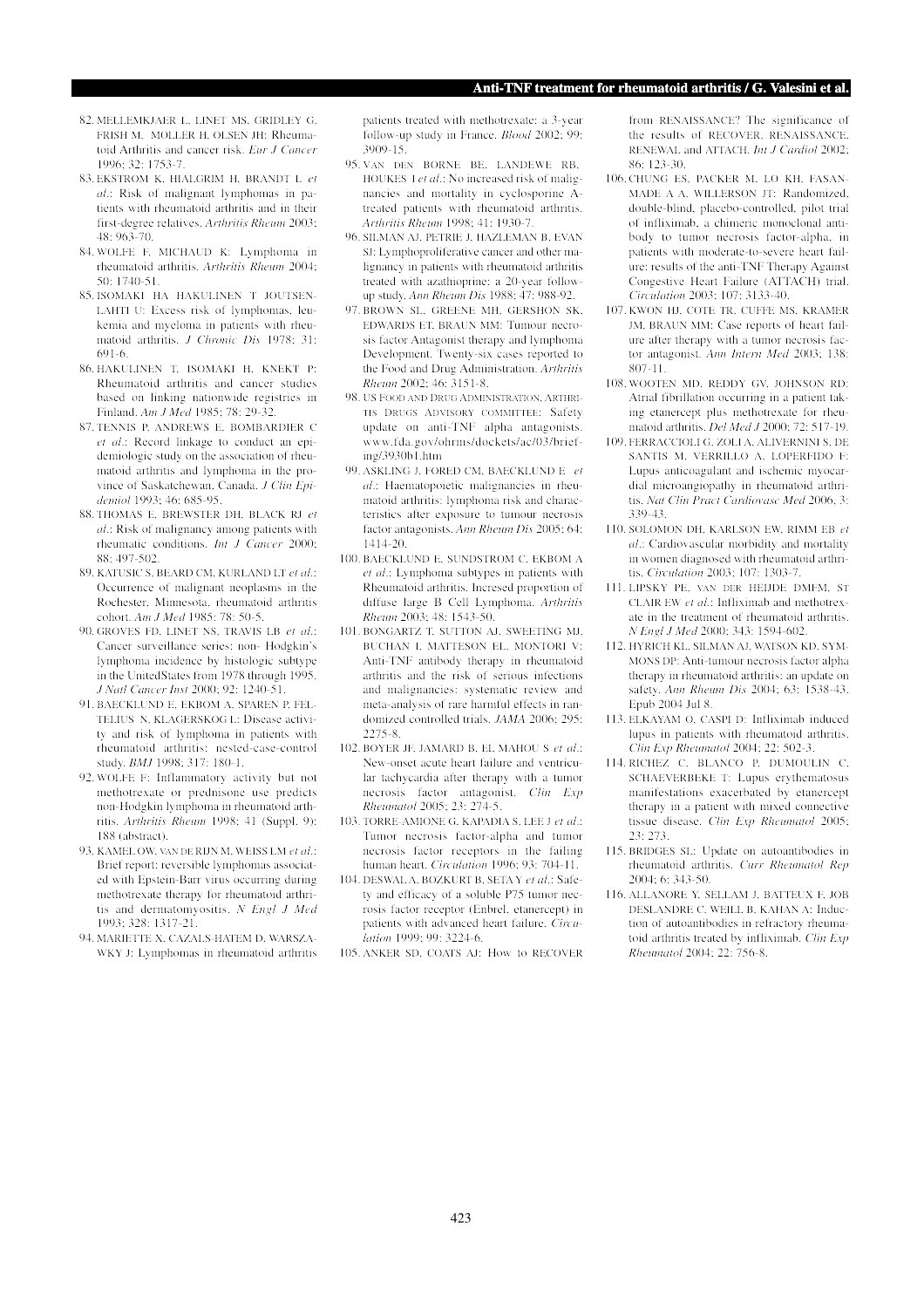82. MELLEMKJAER L, LINET MS, GRIDLEY G, FRISH M, MOLLER H, OLSEN JH: Rheumatoid Arthritis and cancer risk. *Eur J Cancer* 1996; 32: 1753-7.
83. EKSTROM K, HIALGRIM H, BRANDT L *et al.*: Risk of malignant lymphomas in patients with rheumatoid arthritis and in their first-degree relatives. *Arthritis Rheum* 2003; 48: 963-70.
84. WOLFE F, MICHAUD K: Lymphoma in rheumatoid arthritis. *Arthritis Rheum* 2004; 50: 1740-51.
85. ISOMAKI HA HAKULINEN T JOUTSENLAHTI U: Excess risk of lymphomas, leukemia and myeloma in patients with rheumatoid arthritis. *J Chronic Dis* 1978; 31: 691-6.
86. HAKULINEN T, ISOMAKI H, KNEKT P: Rheumatoid arthritis and cancer studies based on linking nationwide registries in Finland. *Am J Med* 1985; 78: 29-32.
87. TENNIS P, ANDREWS E, BOMBARDIER C *et al.*: Record linkage to conduct an epidemiologic study on the association of rheumatoid arthritis and lymphoma in the province of Saskatchewan, Canada. *J Clin Epidemiol* 1993; 46: 685-95.
88. THOMAS E, BREWSTER DH, BLACK RJ *et al.*: Risk of malignancy among patients with rheumatic conditions. *Int J Cancer* 2000; 88: 497-502.
89. KATUSIC S, BEARD CM, KURLAND LT *et al.*: Occurrence of malignant neoplasms in the Rochester, Minnesota, rheumatoid arthritis cohort. *Am J Med* 1985; 78: 50-5.
90. GROVES FD, LINET NS, TRAVIS LB *et al.*: Cancer surveillance series: non- Hodgkin's lymphoma incidence by histologic subtype in the UnitedStates from 1978 through 1995. *J Natl Cancer Inst* 2000; 92: 1240-51.
91. BAECKLUND E, EKBOM A, SPAREN P, FELTELIUS N, KLAGERSKOG L: Disease activity and risk of lymphoma in patients with rheumatoid arthritis: nested-case-control study. *BMJ* 1998; 317: 180-1.
92. WOLFE F: Inflammatory activity but not methotrexate or prednisone use predicts non-Hodgkin lymphoma in rheumatoid arthritis. *Arthritis Rheum* 1998; 41 (Suppl. 9): 188 (abstract).
93. KAMEL OW, VAN DE RIJN M, WEISS LM *et al.*: Brief report: reversible lymphomas associated with Epstein-Barr virus occurring during methotrexate therapy for rheumatoid arthritis and dermatomyositis. *N Engl J Med* 1993; 328: 1317-21.
94. MARIETTE X, CAZALS-HATEM D, WARSZAWKY J: Lymphomas in rheumatoid arthritis patients treated with methotrexate: a 3-year follow-up study in France. *Blood* 2002; 99: 3909-15.
95. VAN DEN BORNE BE, LANDEWE RB, HOUKES I *et al.*: No increased risk of malignancies and mortality in cyclosporine A-treated patients with rheumatoid arthritis. *Arthritis Rheum* 1998; 41: 1930-7.
96. SILMAN AJ, PETRIE J, HAZLEMAN B, EVAN SJ: Lymphoproliferative cancer and other malignancy in patients with rheumatoid arthritis treated with azathioprine: a 20-year follow-up study. *Ann Rheum Dis* 1988; 47: 988-92.
97. BROWN SL, GREENE MH, GERSHON SK, EDWARDS ET, BRAUN MM: Tumour necrosis factor Antagonist therapy and lymphoma Development. Twenty-six cases reported to the Food and Drug Administration. *Arthritis Rheum* 2002; 46: 3151-8.
98. US FOOD AND DRUG ADMINISTRATION, ARTHRITIS DRUGS ADVISORY COMMITTEE: Safety update on anti-TNF alpha antagonists. www.fda.gov/ohrms/dockets/ac/03/briefing/3930b1.htm
99. ASKLING J, FORED CM, BAECKLUND E *et al.*: Haematopoietic malignancies in rheumatoid arthritis: lymphoma risk and characteristics after exposure to tumour necrosis factor antagonists. *Ann Rheum Dis* 2005; 64: 1414-20.
100. BAECKLUND E, SUNDSTROM C, EKBOM A *et al.*: Lymphoma subtypes in patients with Rheumatoid arthritis. Incresed proportion of diffuse large B Cell Lymphoma. *Arthritis Rheum* 2003; 48: 1543-50.
101. BONGARTZ T, SUTTON AJ, SWEETING MJ, BUCHAN I, MATTESON EL, MONTORI V: Anti-TNF antibody therapy in rheumatoid arthritis and the risk of serious infections and malignancies: systematic review and meta-analysis of rare harmful effects in randomized controlled trials. *JAMA* 2006; 295: 2275-8.
102. BOYER JF, JAMARD B, EL MAHOU S *et al.*: New-onset acute heart failure and ventricular tachycardia after therapy with a tumor necrosis factor antagonist. *Clin Exp Rheumatol* 2005; 23: 274-5.
103. TORRE-AMIONE G, KAPADIA S, LEE J *et al.*: Tumor necrosis factor-alpha and tumor necrosis factor receptors in the failing human heart. *Circulation* 1996; 93: 704-11.
104. DESWAL A, BOZKURT B, SETA Y *et al.*: Safety and efficacy of a soluble P75 tumor necrosis factor receptor (Enbrel, etanercept) in patients with advanced heart failure. *Circulation* 1999; 99: 3224-6.
105. ANKER SD, COATS AJ: How to RECOVER from RENAISSANCE? The significance of the results of RECOVER, RENAISSANCE, RENEWAL and ATTACH. *Int J Cardiol* 2002; 86: 123-30.
106. CHUNG ES, PACKER M, LO KH, FASANMADE A A, WILLERSON JT: Randomized, double-blind, placebo-controlled, pilot trial of infliximab, a chimeric monoclonal antibody to tumor necrosis factor-alpha, in patients with moderate-to-severe heart failure: results of the anti-TNF Therapy Against Congestive Heart Failure (ATTACH) trial. *Circulation* 2003; 107: 3133-40.
107. KWON HJ, COTE TR, CUFFE MS, KRAMER JM, BRAUN MM: Case reports of heart failure after therapy with a tumor necrosis factor antagonist. *Ann Intern Med* 2003; 138: 807-11.
108. WOOTEN MD, REDDY GV, JOHNSON RD: Atrial fibrillation occurring in a patient taking etanercept plus methotrexate for rheumatoid arthritis. *Del Med J* 2000; 72: 517-19.
109. FERRACCIOLI G, ZOLI A, ALIVERNINI S, DE SANTIS M, VERRILLO A, LOPERFIDO F: Lupus anticoagulant and ischemic myocardial microangiopathy in rheumatoid arthritis. *Nat Clin Pract Cardiovasc Med* 2006, 3: 339-43.
110. SOLOMON DH, KARLSON EW, RIMM EB *et al.*: Cardiovascular morbidity and mortality in women diagnosed with rheumatoid arthritis. *Circulation* 2003; 107: 1303-7.
111. LIPSKY PE, VAN DER HEIJDE DMFM, ST CLAIR EW *et al.*: Infliximab and methotrexate in the treatment of rheumatoid arthritis. *N Engl J Med* 2000; 343: 1594-602.
112. HYRICH KL, SILMAN AJ, WATSON KD, SYMMONS DP: Anti-tumour necrosis factor alpha therapy in rheumatoid arthritis: an update on safety. *Ann Rheum Dis* 2004; 63: 1538-43. Epub 2004 Jul 8.
113. ELKAYAM O, CASPI D: Infliximab induced lupus in patients with rheumatoid arthritis. *Clin Exp Rheumatol* 2004; 22: 502-3.
114. RICHEZ C, BLANCO P, DUMOULIN C, SCHAEVERBEKE T: Lupus erythematosus manifestations exacerbated by etanercept therapy in a patient with mixed connective tissue disease. *Clin Exp Rheumatol* 2005; 23: 273.
115. BRIDGES SL: Update on autoantibodies in rheumatoid arthritis. *Curr Rheumatol Rep* 2004; 6: 343-50.
116. ALLANORE Y, SELLAM J, BATTEUX F, JOB DESLANDRE C, WEILL B, KAHAN A: Induction of autoantibodies in refractory rheumatoid arthritis treated by infliximab. *Clin Exp Rheumatol* 2004; 22: 756-8.